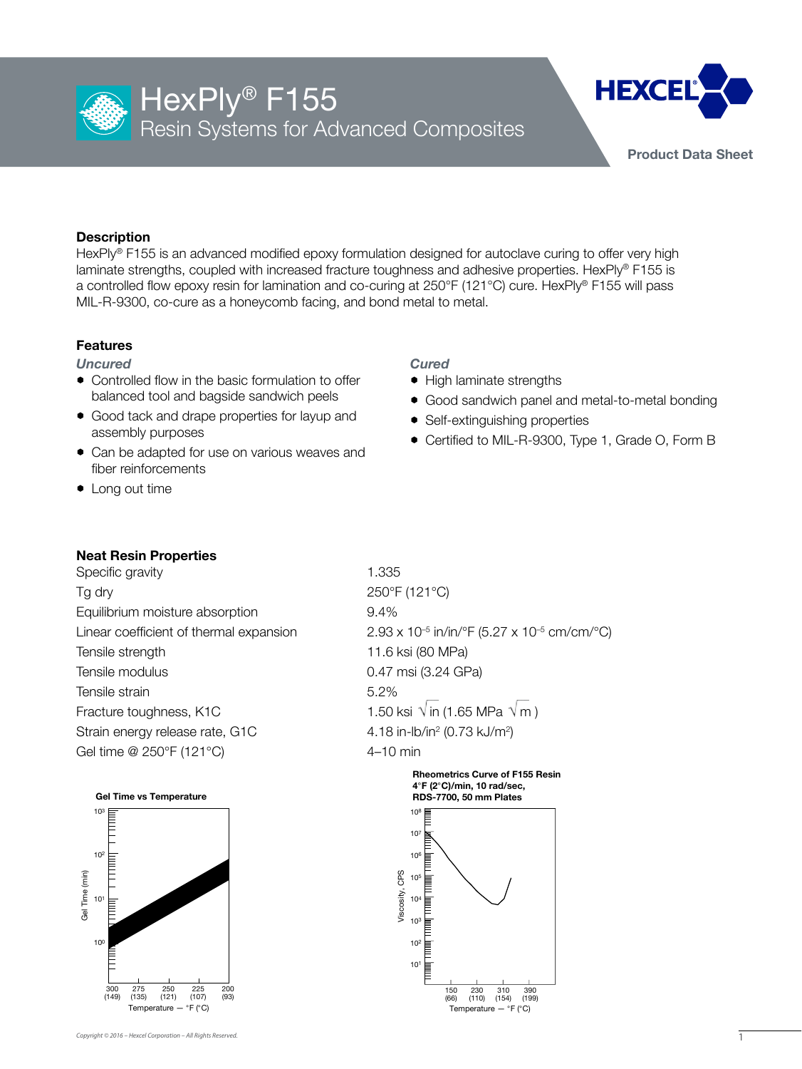# HexPly® F155

## Resin Systems for Advanced Composites

Product Data Sheet

### Description

HexPly® F155 is an advanced modified epoxy formulation designed for autoclave curing to offer very high laminate strengths, coupled with increased fracture toughness and adhesive properties. HexPly® F155 is a controlled flow epoxy resin for lamination and co-curing at 250°F (121°C) cure. HexPly® F155 will pass MIL-R-9300, co-cure as a honeycomb facing, and bond metal to metal.

### Features

*Uncured*

- Controlled flow in the basic formulation to offer balanced tool and bagside sandwich peels
- Good tack and drape properties for layup and assembly purposes
- Can be adapted for use on various weaves and fiber reinforcements
- Long out time

*Cured*

- High laminate strengths
- Good sandwich panel and metal-to-metal bonding
- Self-extinguishing properties
- Certified to MIL-R-9300, Type 1, Grade O, Form B

### Neat Resin Properties

| Property | Value |
|---|---|
| Specific gravity | 1.335 |
| Tg dry | 250°F (121°C) |
| Equilibrium moisture absorption | 9.4% |
| Linear coefficient of thermal expansion | 2.93 x $10^{-5}$ in/in/°F (5.27 x $10^{-5}$ cm/cm/°C) |
| Tensile strength | 11.6 ksi (80 MPa) |
| Tensile modulus | 0.47 msi (3.24 GPa) |
| Tensile strain | 5.2% |
| Fracture toughness, K1C | 1.50 ksi $\sqrt{\text{in}}$ (1.65 MPa $\sqrt{\text{m}}$) |
| Strain energy release rate, G1C | 4.18 in-lb/in² (0.73 kJ/m²) |
| Gel time @ 250°F (121°C) | 4–10 min |

**Gel Time vs Temperature**

**Rheometrics Curve of F155 Resin**
**4°F (2°C)/min, 10 rad/sec, RDS-7700, 50 mm Plates**

Copyright © 2016 – Hexcel Corporation – All Rights Reserved.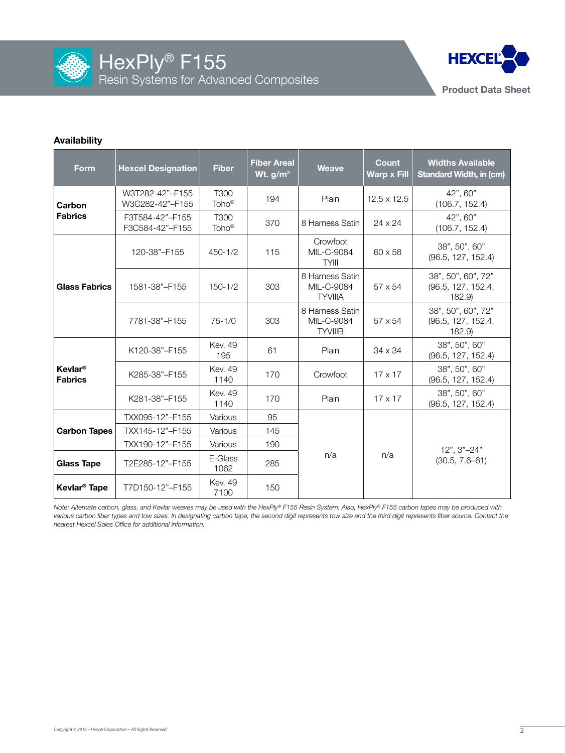## Availability

| Form | Hexcel Designation | Fiber | Fiber Areal Wt. g/m² | Weave | Count Warp x Fill | Widths Available Standard Width, in (cm) |
|---|---|---|---|---|---|---|
| **Carbon Fabrics** | W3T282-42"–F155<br>W3C282-42"–F155 | T300<br>Toho® | 194 | Plain | 12.5 x 12.5 | 42", 60"<br>(106.7, 152.4) |
| | F3T584-42"–F155<br>F3C584-42"–F155 | T300<br>Toho® | 370 | 8 Harness Satin | 24 x 24 | 42", 60"<br>(106.7, 152.4) |
| **Glass Fabrics** | 120-38"–F155 | 450-1/2 | 115 | Crowfoot<br>MIL-C-9084<br>TYIII | 60 x 58 | 38", 50", 60"<br>(96.5, 127, 152.4) |
| | 1581-38"–F155 | 150-1/2 | 303 | 8 Harness Satin<br>MIL-C-9084<br>TYVIIIA | 57 x 54 | 38", 50", 60", 72"<br>(96.5, 127, 152.4, 182.9) |
| | 7781-38"–F155 | 75-1/0 | 303 | 8 Harness Satin<br>MIL-C-9084<br>TYVIIIB | 57 x 54 | 38", 50", 60", 72"<br>(96.5, 127, 152.4, 182.9) |
| **Kevlar® Fabrics** | K120-38"–F155 | Kev. 49<br>195 | 61 | Plain | 34 x 34 | 38", 50", 60"<br>(96.5, 127, 152.4) |
| | K285-38"–F155 | Kev. 49<br>1140 | 170 | Crowfoot | 17 x 17 | 38", 50", 60"<br>(96.5, 127, 152.4) |
| | K281-38"–F155 | Kev. 49<br>1140 | 170 | Plain | 17 x 17 | 38", 50", 60"<br>(96.5, 127, 152.4) |
| **Carbon Tapes** | TXX095-12"–F155 | Various | 95 | n/a | n/a | 12", 3"–24"<br>(30.5, 7.6–61) |
| | TXX145-12"–F155 | Various | 145 | | | |
| | TXX190-12"–F155 | Various | 190 | | | |
| **Glass Tape** | T2E285-12"–F155 | E-Glass<br>1062 | 285 | | | |
| **Kevlar® Tape** | T7D150-12"–F155 | Kev. 49<br>7100 | 150 | | | |

*Note: Alternate carbon, glass, and Kevlar weaves may be used with the HexPly® F155 Resin System. Also, HexPly® F155 carbon tapes may be produced with various carbon fiber types and tow sizes. In designating carbon tape, the second digit represents tow size and the third digit represents fiber source. Contact the nearest Hexcel Sales Office for additional information.*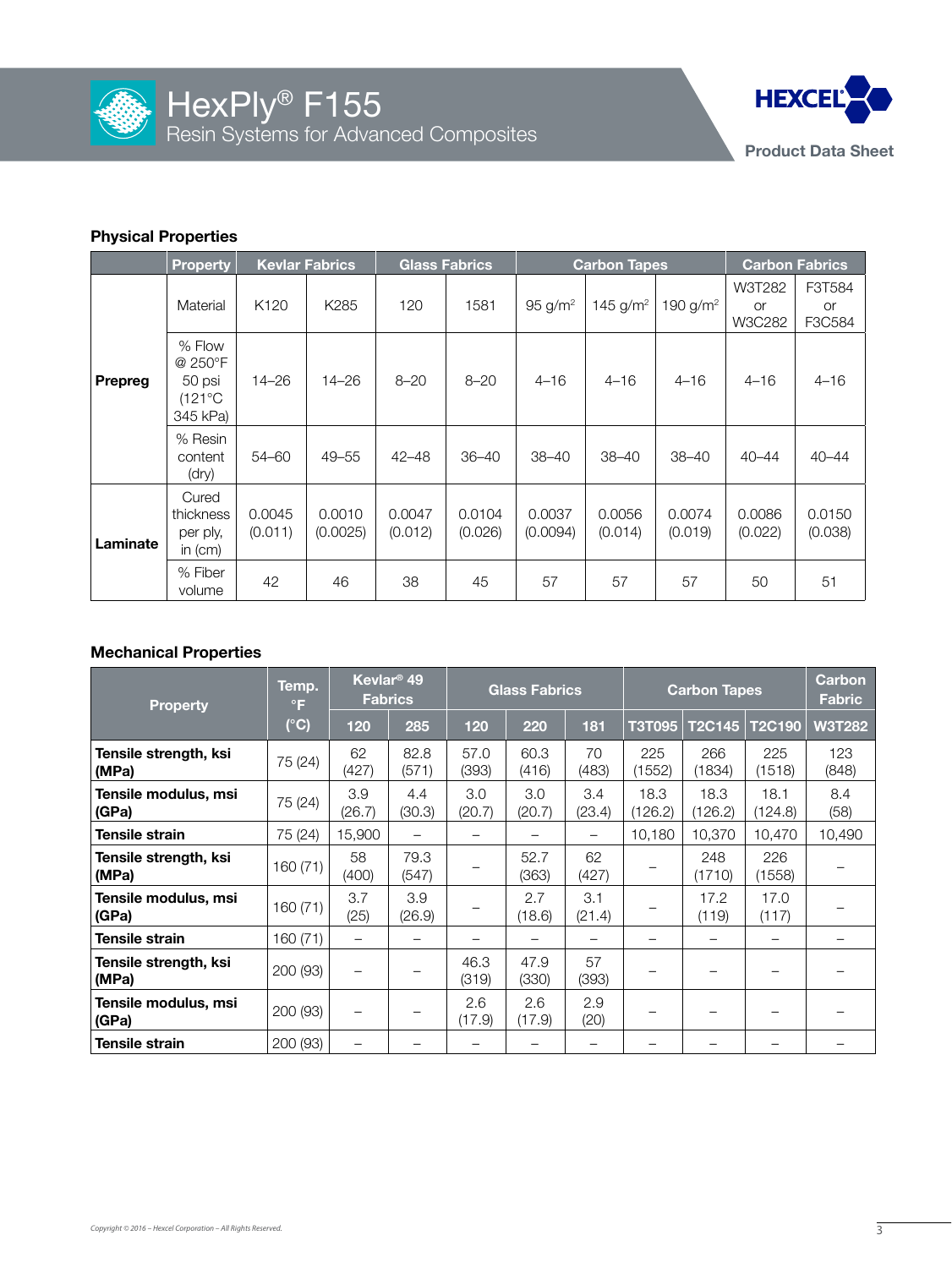# HexPly® F155

Resin Systems for Advanced Composites

Product Data Sheet

### Physical Properties

| | Property | Kevlar Fabrics | | Glass Fabrics | | Carbon Tapes | | | Carbon Fabrics | |
|---|---|---|---|---|---|---|---|---|---|---|
| Prepreg | Material | K120 | K285 | 120 | 1581 | 95 g/m² | 145 g/m² | 190 g/m² | W3T282 or W3C282 | F3T584 or F3C584 |
| | % Flow @ 250°F 50 psi (121°C 345 kPa) | 14–26 | 14–26 | 8–20 | 8–20 | 4–16 | 4–16 | 4–16 | 4–16 | 4–16 |
| | % Resin content (dry) | 54–60 | 49–55 | 42–48 | 36–40 | 38–40 | 38–40 | 38–40 | 40–44 | 40–44 |
| Laminate | Cured thickness per ply, in (cm) | 0.0045 (0.011) | 0.0010 (0.0025) | 0.0047 (0.012) | 0.0104 (0.026) | 0.0037 (0.0094) | 0.0056 (0.014) | 0.0074 (0.019) | 0.0086 (0.022) | 0.0150 (0.038) |
| | % Fiber volume | 42 | 46 | 38 | 45 | 57 | 57 | 57 | 50 | 51 |

### Mechanical Properties

| Property | Temp. °F (°C) | Kevlar® 49 Fabrics | | Glass Fabrics | | | Carbon Tapes | | | Carbon Fabric |
|---|---|---|---|---|---|---|---|---|---|---|
| | | 120 | 285 | 120 | 220 | 181 | T3T095 | T2C145 | T2C190 | W3T282 |
| **Tensile strength, ksi (MPa)** | 75 (24) | 62 (427) | 82.8 (571) | 57.0 (393) | 60.3 (416) | 70 (483) | 225 (1552) | 266 (1834) | 225 (1518) | 123 (848) |
| **Tensile modulus, msi (GPa)** | 75 (24) | 3.9 (26.7) | 4.4 (30.3) | 3.0 (20.7) | 3.0 (20.7) | 3.4 (23.4) | 18.3 (126.2) | 18.3 (126.2) | 18.1 (124.8) | 8.4 (58) |
| **Tensile strain** | 75 (24) | 15,900 | – | – | – | – | 10,180 | 10,370 | 10,470 | 10,490 |
| **Tensile strength, ksi (MPa)** | 160 (71) | 58 (400) | 79.3 (547) | – | 52.7 (363) | 62 (427) | – | 248 (1710) | 226 (1558) | – |
| **Tensile modulus, msi (GPa)** | 160 (71) | 3.7 (25) | 3.9 (26.9) | – | 2.7 (18.6) | 3.1 (21.4) | – | 17.2 (119) | 17.0 (117) | – |
| **Tensile strain** | 160 (71) | – | – | – | – | – | – | – | – | – |
| **Tensile strength, ksi (MPa)** | 200 (93) | – | – | 46.3 (319) | 47.9 (330) | 57 (393) | – | – | – | – |
| **Tensile modulus, msi (GPa)** | 200 (93) | – | – | 2.6 (17.9) | 2.6 (17.9) | 2.9 (20) | – | – | – | – |
| **Tensile strain** | 200 (93) | – | – | – | – | – | – | – | – | – |

*Copyright © 2016 – Hexcel Corporation – All Rights Reserved.*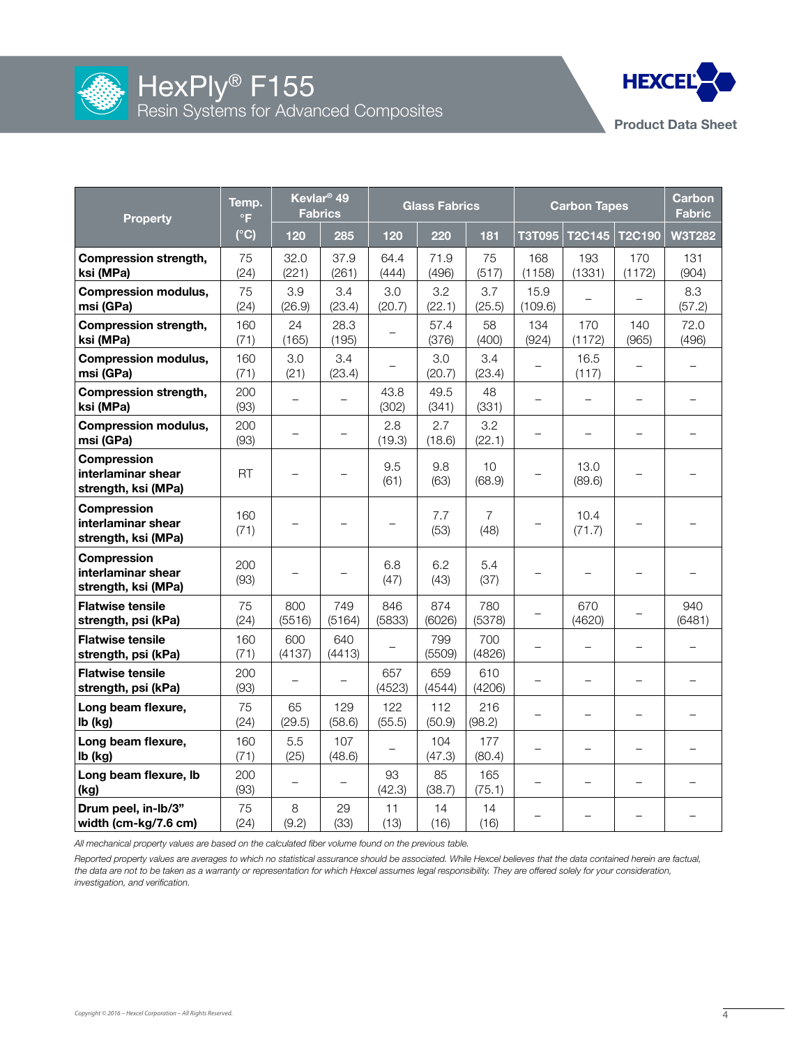| Property | Temp. °F (°C) | Kevlar® 49 Fabrics | | Glass Fabrics | | | Carbon Tapes | | | Carbon Fabric |
|---|---|---|---|---|---|---|---|---|---|---|
| | | 120 | 285 | 120 | 220 | 181 | T3T095 | T2C145 | T2C190 | W3T282 |
| **Compression strength, ksi (MPa)** | 75 (24) | 32.0 (221) | 37.9 (261) | 64.4 (444) | 71.9 (496) | 75 (517) | 168 (1158) | 193 (1331) | 170 (1172) | 131 (904) |
| **Compression modulus, msi (GPa)** | 75 (24) | 3.9 (26.9) | 3.4 (23.4) | 3.0 (20.7) | 3.2 (22.1) | 3.7 (25.5) | 15.9 (109.6) | – | – | 8.3 (57.2) |
| **Compression strength, ksi (MPa)** | 160 (71) | 24 (165) | 28.3 (195) | – | 57.4 (376) | 58 (400) | 134 (924) | 170 (1172) | 140 (965) | 72.0 (496) |
| **Compression modulus, msi (GPa)** | 160 (71) | 3.0 (21) | 3.4 (23.4) | – | 3.0 (20.7) | 3.4 (23.4) | – | 16.5 (117) | – | – |
| **Compression strength, ksi (MPa)** | 200 (93) | – | – | 43.8 (302) | 49.5 (341) | 48 (331) | – | – | – | – |
| **Compression modulus, msi (GPa)** | 200 (93) | – | – | 2.8 (19.3) | 2.7 (18.6) | 3.2 (22.1) | – | – | – | – |
| **Compression interlaminar shear strength, ksi (MPa)** | RT | – | – | 9.5 (61) | 9.8 (63) | 10 (68.9) | – | 13.0 (89.6) | – | – |
| **Compression interlaminar shear strength, ksi (MPa)** | 160 (71) | – | – | – | 7.7 (53) | 7 (48) | – | 10.4 (71.7) | – | – |
| **Compression interlaminar shear strength, ksi (MPa)** | 200 (93) | – | – | 6.8 (47) | 6.2 (43) | 5.4 (37) | – | – | – | – |
| **Flatwise tensile strength, psi (kPa)** | 75 (24) | 800 (5516) | 749 (5164) | 846 (5833) | 874 (6026) | 780 (5378) | – | 670 (4620) | – | 940 (6481) |
| **Flatwise tensile strength, psi (kPa)** | 160 (71) | 600 (4137) | 640 (4413) | – | 799 (5509) | 700 (4826) | – | – | – | – |
| **Flatwise tensile strength, psi (kPa)** | 200 (93) | – | – | 657 (4523) | 659 (4544) | 610 (4206) | – | – | – | – |
| **Long beam flexure, lb (kg)** | 75 (24) | 65 (29.5) | 129 (58.6) | 122 (55.5) | 112 (50.9) | 216 (98.2) | – | – | – | – |
| **Long beam flexure, lb (kg)** | 160 (71) | 5.5 (25) | 107 (48.6) | – | 104 (47.3) | 177 (80.4) | – | – | – | – |
| **Long beam flexure, lb (kg)** | 200 (93) | – | – | 93 (42.3) | 85 (38.7) | 165 (75.1) | – | – | – | – |
| **Drum peel, in-lb/3" width (cm-kg/7.6 cm)** | 75 (24) | 8 (9.2) | 29 (33) | 11 (13) | 14 (16) | 14 (16) | – | – | – | – |

*All mechanical property values are based on the calculated fiber volume found on the previous table.*

*Reported property values are averages to which no statistical assurance should be associated. While Hexcel believes that the data contained herein are factual, the data are not to be taken as a warranty or representation for which Hexcel assumes legal responsibility. They are offered solely for your consideration, investigation, and verification.*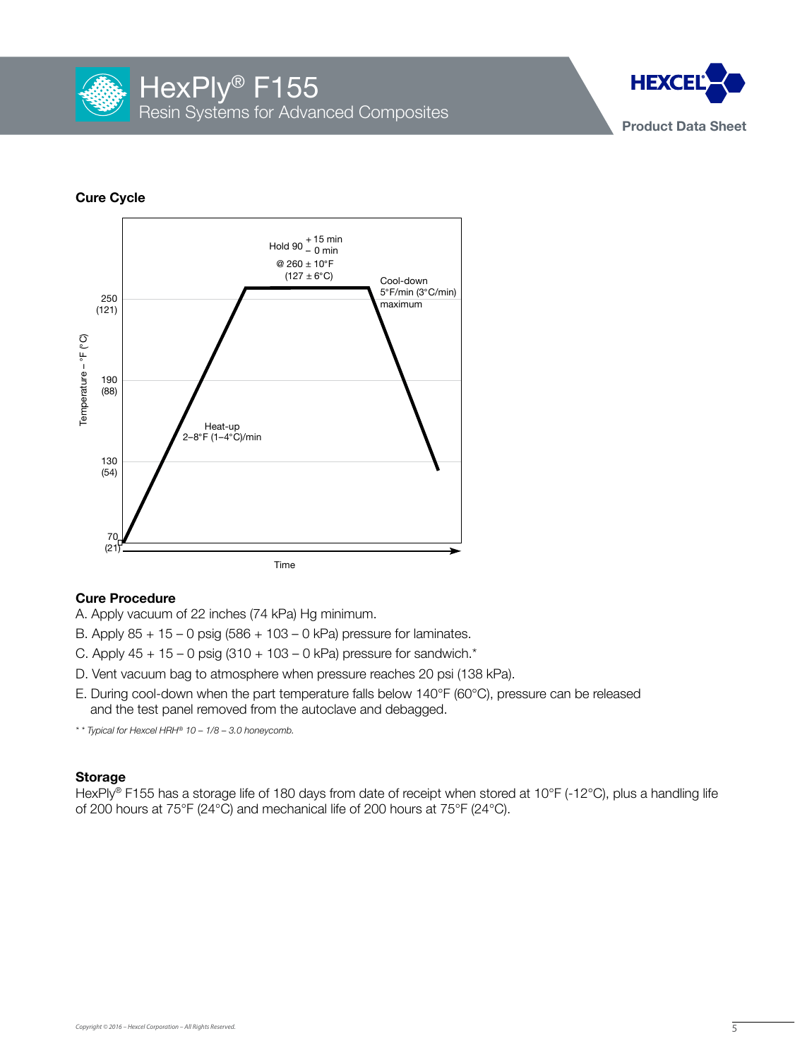## Cure Cycle

Hold 90 + 15 min / − 0 min @ 260 ± 10°F (127 ± 6°C)

Cool-down 5°F/min (3°C/min) maximum

Heat-up 2–8°F (1–4°C)/min

Temperature – °F (°C): 70 (21), 130 (54), 190 (88), 250 (121)

Time

## Cure Procedure

A. Apply vacuum of 22 inches (74 kPa) Hg minimum.

B. Apply 85 + 15 – 0 psig (586 + 103 – 0 kPa) pressure for laminates.

C. Apply 45 + 15 – 0 psig (310 + 103 – 0 kPa) pressure for sandwich.*

D. Vent vacuum bag to atmosphere when pressure reaches 20 psi (138 kPa).

E. During cool-down when the part temperature falls below 140°F (60°C), pressure can be released and the test panel removed from the autoclave and debagged.

*\* Typical for Hexcel HRH® 10 – 1/8 – 3.0 honeycomb.*

## Storage

HexPly® F155 has a storage life of 180 days from date of receipt when stored at 10°F (-12°C), plus a handling life of 200 hours at 75°F (24°C) and mechanical life of 200 hours at 75°F (24°C).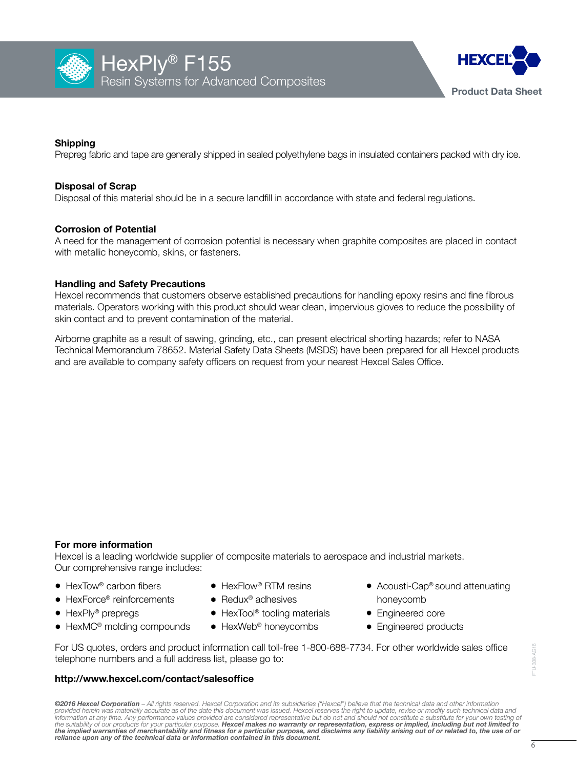### Shipping

Prepreg fabric and tape are generally shipped in sealed polyethylene bags in insulated containers packed with dry ice.

### Disposal of Scrap

Disposal of this material should be in a secure landfill in accordance with state and federal regulations.

### Corrosion of Potential

A need for the management of corrosion potential is necessary when graphite composites are placed in contact with metallic honeycomb, skins, or fasteners.

### Handling and Safety Precautions

Hexcel recommends that customers observe established precautions for handling epoxy resins and fine fibrous materials. Operators working with this product should wear clean, impervious gloves to reduce the possibility of skin contact and to prevent contamination of the material.

Airborne graphite as a result of sawing, grinding, etc., can present electrical shorting hazards; refer to NASA Technical Memorandum 78652. Material Safety Data Sheets (MSDS) have been prepared for all Hexcel products and are available to company safety officers on request from your nearest Hexcel Sales Office.

### For more information

Hexcel is a leading worldwide supplier of composite materials to aerospace and industrial markets. Our comprehensive range includes:

- HexTow® carbon fibers
- HexForce® reinforcements
- HexPly® prepregs
- HexMC® molding compounds
- HexFlow® RTM resins
- Redux® adhesives
- HexTool® tooling materials
- HexWeb® honeycombs
- Acousti-Cap® sound attenuating honeycomb
- Engineered core
- Engineered products

For US quotes, orders and product information call toll-free 1-800-688-7734. For other worldwide sales office telephone numbers and a full address list, please go to:

**http://www.hexcel.com/contact/salesoffice**

*©2016 Hexcel Corporation – All rights reserved. Hexcel Corporation and its subsidiaries ("Hexcel") believe that the technical data and other information provided herein was materially accurate as of the date this document was issued. Hexcel reserves the right to update, revise or modify such technical data and information at any time. Any performance values provided are considered representative but do not and should not constitute a substitute for your own testing of the suitability of our products for your particular purpose.* ***Hexcel makes no warranty or representation, express or implied, including but not limited to the implied warranties of merchantability and fitness for a particular purpose, and disclaims any liability arising out of or related to, the use of or reliance upon any of the technical data or information contained in this document.***

FTU-338-AG16